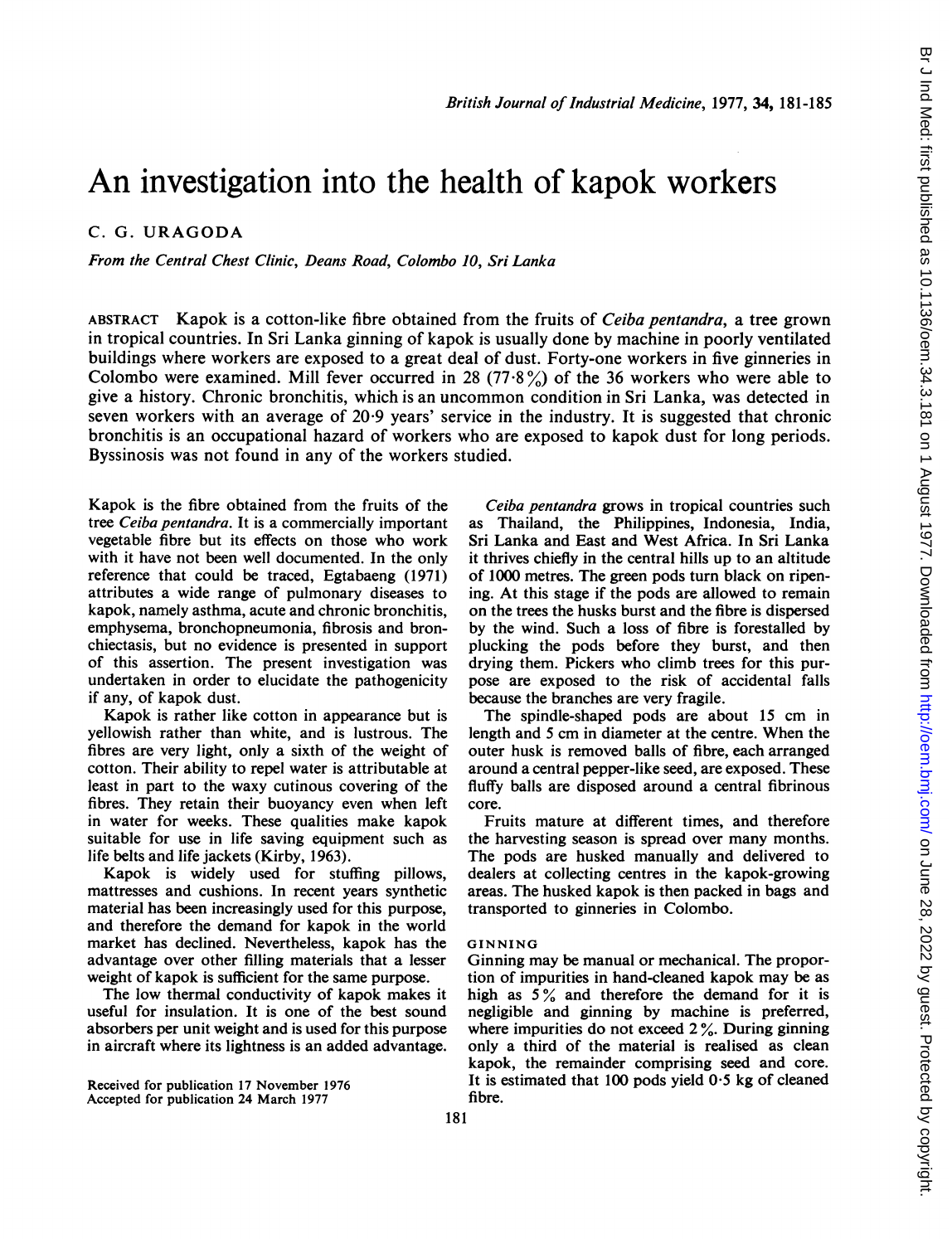# An investigation into the health of kapok workers

C. G. URAGODA

*From the Central Chest Clinic, Deans Road, Colombo 10, Sri Lanka*

ABSTRACT Kapok is a cotton-like fibre obtained from the fruits of *Ceiba pentandra*, a tree grown in tropical countries. In Sri Lanka ginning of kapok is usually done by machine in poorly ventilated buildings where workers are exposed to a great deal of dust. Forty-one workers in five ginneries in Colombo were examined. Mill fever occurred in 28 (77·8%) of the 36 workers who were able to give a history. Chronic bronchitis, which is an uncommon condition in Sri Lanka, was detected in seven workers with an average of 20·9 years' service in the industry. It is suggested that chronic bronchitis is an occupational hazard of workers who are exposed to kapok dust for long periods. Byssinosis was not found in any of the workers studied.

Kapok is the fibre obtained from the fruits of the tree *Ceiba pentandra*. It is a commercially important vegetable fibre but its effects on those who work with it have not been well documented. In the only reference that could be traced, Egtabaeng (1971) attributes a wide range of pulmonary diseases to kapok, namely asthma, acute and chronic bronchitis, emphysema, bronchopneumonia, fibrosis and bronchiectasis, but no evidence is presented in support of this assertion. The present investigation was undertaken in order to elucidate the pathogenicity if any, of kapok dust.

Kapok is rather like cotton in appearance but is yellowish rather than white, and is lustrous. The fibres are very light, only a sixth of the weight of cotton. Their ability to repel water is attributable at least in part to the waxy cutinous covering of the fibres. They retain their buoyancy even when left in water for weeks. These qualities make kapok suitable for use in life saving equipment such as life belts and life jackets (Kirby, 1963).

Kapok is widely used for stuffing pillows, mattresses and cushions. In recent years synthetic material has been increasingly used for this purpose, and therefore the demand for kapok in the world market has declined. Nevertheless, kapok has the advantage over other filling materials that a lesser weight of kapok is sufficient for the same purpose.

The low thermal conductivity of kapok makes it useful for insulation. It is one of the best sound absorbers per unit weight and is used for this purpose in aircraft where its lightness is an added advantage.

Received for publication 17 November 1976
Accepted for publication 24 March 1977

*Ceiba pentandra* grows in tropical countries such as Thailand, the Philippines, Indonesia, India, Sri Lanka and East and West Africa. In Sri Lanka it thrives chiefly in the central hills up to an altitude of 1000 metres. The green pods turn black on ripening. At this stage if the pods are allowed to remain on the trees the husks burst and the fibre is dispersed by the wind. Such a loss of fibre is forestalled by plucking the pods before they burst, and then drying them. Pickers who climb trees for this purpose are exposed to the risk of accidental falls because the branches are very fragile.

The spindle-shaped pods are about 15 cm in length and 5 cm in diameter at the centre. When the outer husk is removed balls of fibre, each arranged around a central pepper-like seed, are exposed. These fluffy balls are disposed around a central fibrinous core.

Fruits mature at different times, and therefore the harvesting season is spread over many months. The pods are husked manually and delivered to dealers at collecting centres in the kapok-growing areas. The husked kapok is then packed in bags and transported to ginneries in Colombo.

## GINNING

Ginning may be manual or mechanical. The proportion of impurities in hand-cleaned kapok may be as high as 5% and therefore the demand for it is negligible and ginning by machine is preferred, where impurities do not exceed 2%. During ginning only a third of the material is realised as clean kapok, the remainder comprising seed and core. It is estimated that 100 pods yield 0·5 kg of cleaned fibre.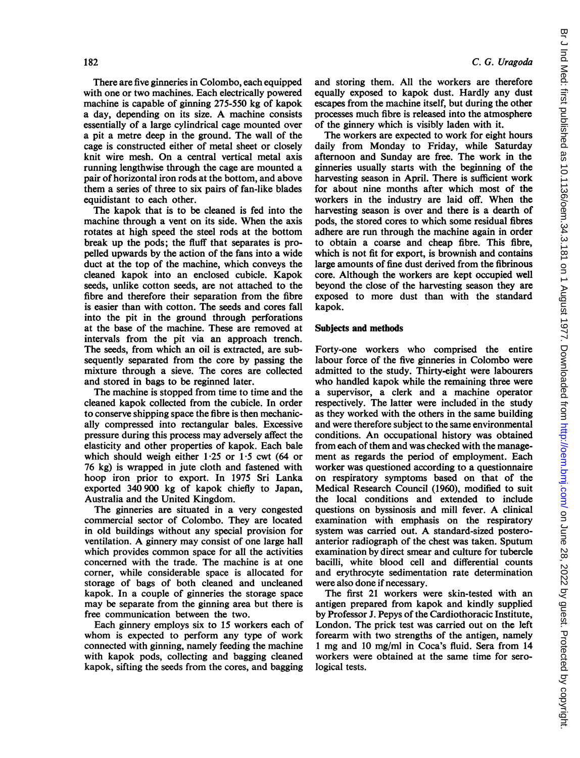There are five ginneries in Colombo, each equipped with one or two machines. Each electrically powered machine is capable of ginning 275-550 kg of kapok a day, depending on its size. A machine consists essentially of a large cylindrical cage mounted over a pit a metre deep in the ground. The wall of the cage is constructed either of metal sheet or closely knit wire mesh. On a central vertical metal axis running lengthwise through the cage are mounted a pair of horizontal iron rods at the bottom, and above them a series of three to six pairs of fan-like blades equidistant to each other.

The kapok that is to be cleaned is fed into the machine through a vent on its side. When the axis rotates at high speed the steel rods at the bottom break up the pods; the fluff that separates is propelled upwards by the action of the fans into a wide duct at the top of the machine, which conveys the cleaned kapok into an enclosed cubicle. Kapok seeds, unlike cotton seeds, are not attached to the fibre and therefore their separation from the fibre is easier than with cotton. The seeds and cores fall into the pit in the ground through perforations at the base of the machine. These are removed at intervals from the pit via an approach trench. The seeds, from which an oil is extracted, are subsequently separated from the core by passing the mixture through a sieve. The cores are collected and stored in bags to be reginned later.

The machine is stopped from time to time and the cleaned kapok collected from the cubicle. In order to conserve shipping space the fibre is then mechanically compressed into rectangular bales. Excessive pressure during this process may adversely affect the elasticity and other properties of kapok. Each bale which should weigh either 1·25 or 1·5 cwt (64 or 76 kg) is wrapped in jute cloth and fastened with hoop iron prior to export. In 1975 Sri Lanka exported 340 900 kg of kapok chiefly to Japan, Australia and the United Kingdom.

The ginneries are situated in a very congested commercial sector of Colombo. They are located in old buildings without any special provision for ventilation. A ginnery may consist of one large hall which provides common space for all the activities concerned with the trade. The machine is at one corner, while considerable space is allocated for storage of bags of both cleaned and uncleaned kapok. In a couple of ginneries the storage space may be separate from the ginning area but there is free communication between the two.

Each ginnery employs six to 15 workers each of whom is expected to perform any type of work connected with ginning, namely feeding the machine with kapok pods, collecting and bagging cleaned kapok, sifting the seeds from the cores, and bagging and storing them. All the workers are therefore equally exposed to kapok dust. Hardly any dust escapes from the machine itself, but during the other processes much fibre is released into the atmosphere of the ginnery which is visibly laden with it.

The workers are expected to work for eight hours daily from Monday to Friday, while Saturday afternoon and Sunday are free. The work in the ginneries usually starts with the beginning of the harvesting season in April. There is sufficient work for about nine months after which most of the workers in the industry are laid off. When the harvesting season is over and there is a dearth of pods, the stored cores to which some residual fibres adhere are run through the machine again in order to obtain a coarse and cheap fibre. This fibre, which is not fit for export, is brownish and contains large amounts of fine dust derived from the fibrinous core. Although the workers are kept occupied well beyond the close of the harvesting season they are exposed to more dust than with the standard kapok.

## Subjects and methods

Forty-one workers who comprised the entire labour force of the five ginneries in Colombo were admitted to the study. Thirty-eight were labourers who handled kapok while the remaining three were a supervisor, a clerk and a machine operator respectively. The latter were included in the study as they worked with the others in the same building and were therefore subject to the same environmental conditions. An occupational history was obtained from each of them and was checked with the management as regards the period of employment. Each worker was questioned according to a questionnaire on respiratory symptoms based on that of the Medical Research Council (1960), modified to suit the local conditions and extended to include questions on byssinosis and mill fever. A clinical examination with emphasis on the respiratory system was carried out. A standard-sized posteroanterior radiograph of the chest was taken. Sputum examination by direct smear and culture for tubercle bacilli, white blood cell and differential counts and erythrocyte sedimentation rate determination were also done if necessary.

The first 21 workers were skin-tested with an antigen prepared from kapok and kindly supplied by Professor J. Pepys of the Cardiothoracic Institute, London. The prick test was carried out on the left forearm with two strengths of the antigen, namely 1 mg and 10 mg/ml in Coca's fluid. Sera from 14 workers were obtained at the same time for serological tests.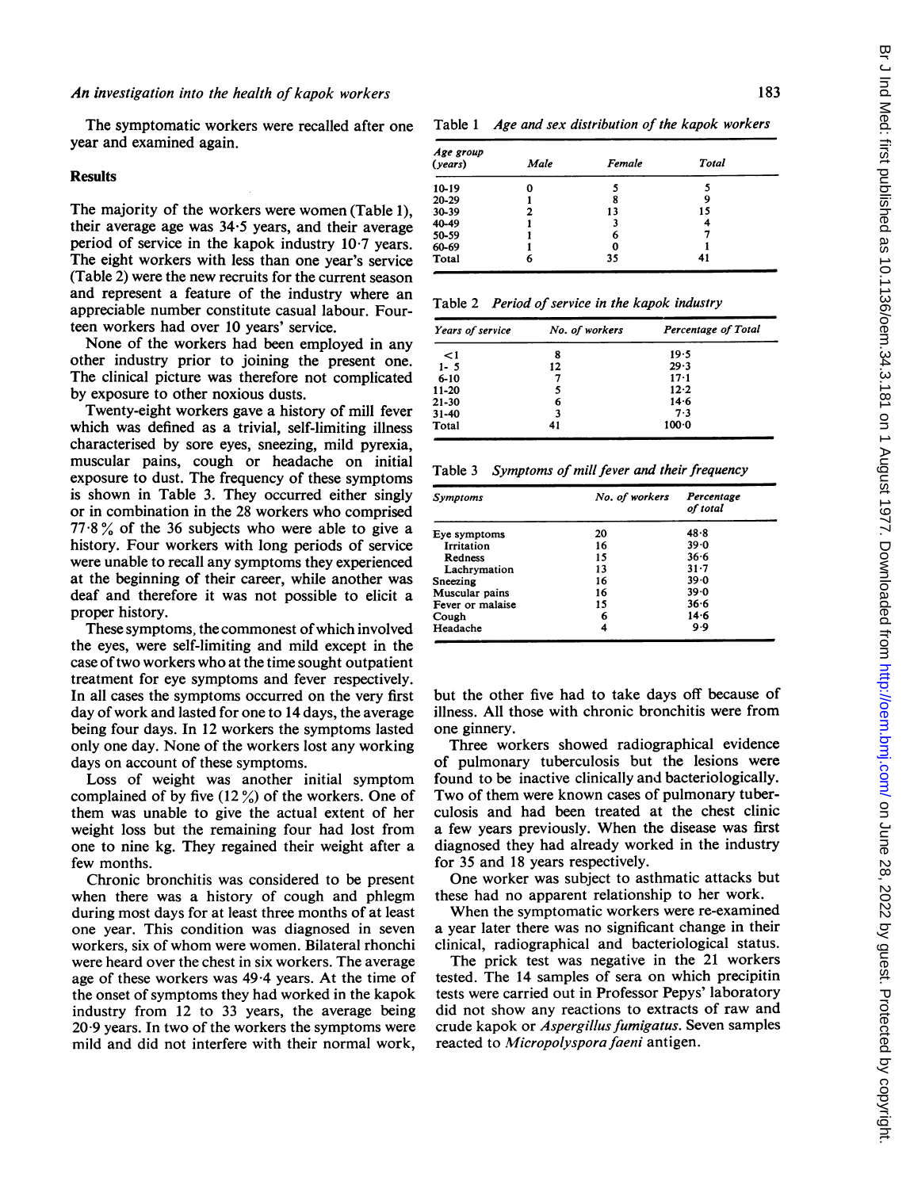The symptomatic workers were recalled after one year and examined again.

## Results

The majority of the workers were women (Table 1), their average age was 34·5 years, and their average period of service in the kapok industry 10·7 years. The eight workers with less than one year's service (Table 2) were the new recruits for the current season and represent a feature of the industry where an appreciable number constitute casual labour. Fourteen workers had over 10 years' service.

None of the workers had been employed in any other industry prior to joining the present one. The clinical picture was therefore not complicated by exposure to other noxious dusts.

Twenty-eight workers gave a history of mill fever which was defined as a trivial, self-limiting illness characterised by sore eyes, sneezing, mild pyrexia, muscular pains, cough or headache on initial exposure to dust. The frequency of these symptoms is shown in Table 3. They occurred either singly or in combination in the 28 workers who comprised 77·8% of the 36 subjects who were able to give a history. Four workers with long periods of service were unable to recall any symptoms they experienced at the beginning of their career, while another was deaf and therefore it was not possible to elicit a proper history.

These symptoms, the commonest of which involved the eyes, were self-limiting and mild except in the case of two workers who at the time sought outpatient treatment for eye symptoms and fever respectively. In all cases the symptoms occurred on the very first day of work and lasted for one to 14 days, the average being four days. In 12 workers the symptoms lasted only one day. None of the workers lost any working days on account of these symptoms.

Loss of weight was another initial symptom complained of by five (12%) of the workers. One of them was unable to give the actual extent of her weight loss but the remaining four had lost from one to nine kg. They regained their weight after a few months.

Chronic bronchitis was considered to be present when there was a history of cough and phlegm during most days for at least three months of at least one year. This condition was diagnosed in seven workers, six of whom were women. Bilateral rhonchi were heard over the chest in six workers. The average age of these workers was 49·4 years. At the time of the onset of symptoms they had worked in the kapok industry from 12 to 33 years, the average being 20·9 years. In two of the workers the symptoms were mild and did not interfere with their normal work, but the other five had to take days off because of illness. All those with chronic bronchitis were from one ginnery.

Three workers showed radiographical evidence of pulmonary tuberculosis but the lesions were found to be inactive clinically and bacteriologically. Two of them were known cases of pulmonary tuberculosis and had been treated at the chest clinic a few years previously. When the disease was first diagnosed they had already worked in the industry for 35 and 18 years respectively.

One worker was subject to asthmatic attacks but these had no apparent relationship to her work.

When the symptomatic workers were re-examined a year later there was no significant change in their clinical, radiographical and bacteriological status.

The prick test was negative in the 21 workers tested. The 14 samples of sera on which precipitin tests were carried out in Professor Pepys' laboratory did not show any reactions to extracts of raw and crude kapok or *Aspergillus fumigatus*. Seven samples reacted to *Micropolyspora faeni* antigen.

Table 1 *Age and sex distribution of the kapok workers*

| *Age group (years)* | *Male* | *Female* | *Total* |
|---|---|---|---|
| 10-19 | 0 | 5 | 5 |
| 20-29 | 1 | 8 | 9 |
| 30-39 | 2 | 13 | 15 |
| 40-49 | 1 | 3 | 4 |
| 50-59 | 1 | 6 | 7 |
| 60-69 | 1 | 0 | 1 |
| Total | 6 | 35 | 41 |

Table 2 *Period of service in the kapok industry*

| *Years of service* | *No. of workers* | *Percentage of Total* |
|---|---|---|
| <1 | 8 | 19·5 |
| 1- 5 | 12 | 29·3 |
| 6-10 | 7 | 17·1 |
| 11-20 | 5 | 12·2 |
| 21-30 | 6 | 14·6 |
| 31-40 | 3 | 7·3 |
| Total | 41 | 100·0 |

Table 3 *Symptoms of mill fever and their frequency*

| *Symptoms* | *No. of workers* | *Percentage of total* |
|---|---|---|
| Eye symptoms | 20 | 48·8 |
| Irritation | 16 | 39·0 |
| Redness | 15 | 36·6 |
| Lachrymation | 13 | 31·7 |
| Sneezing | 16 | 39·0 |
| Muscular pains | 16 | 39·0 |
| Fever or malaise | 15 | 36·6 |
| Cough | 6 | 14·6 |
| Headache | 4 | 9·9 |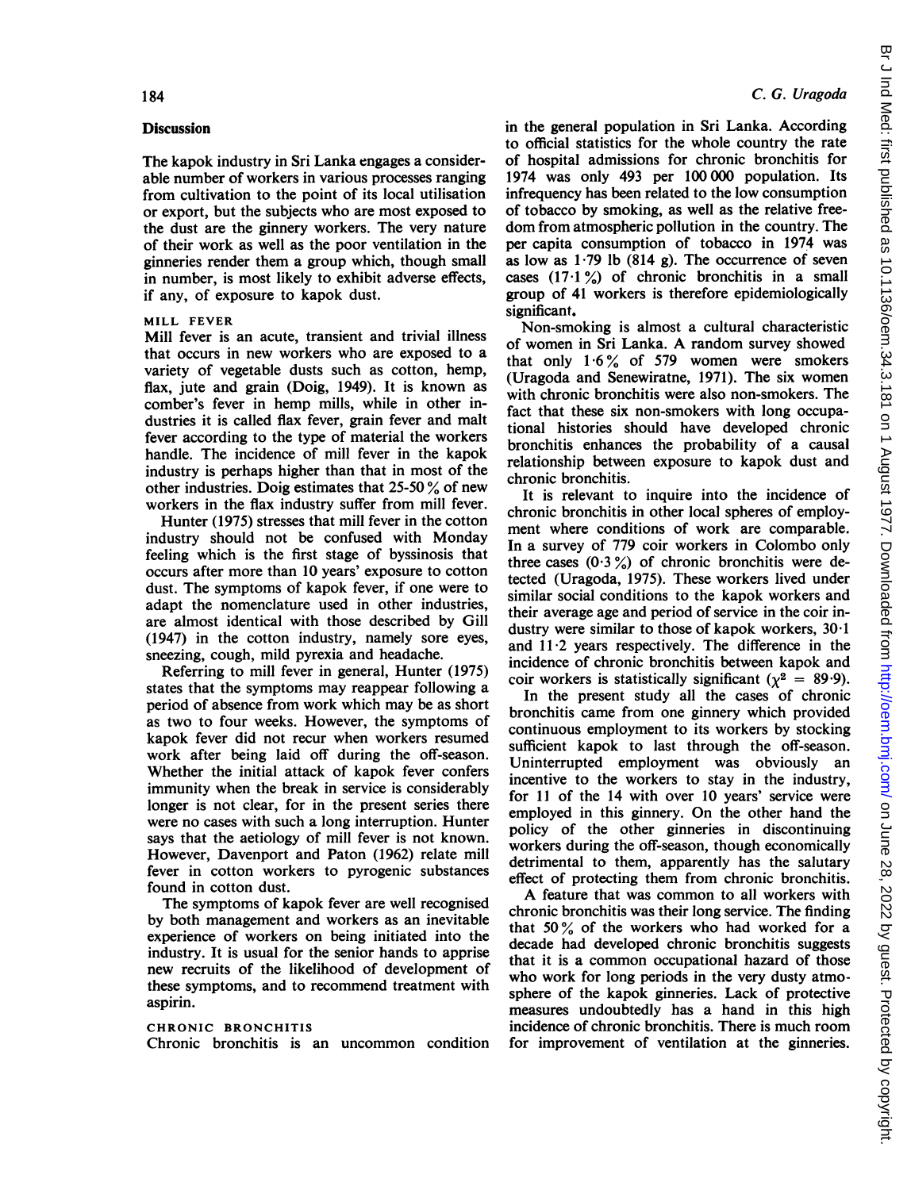## Discussion

The kapok industry in Sri Lanka engages a considerable number of workers in various processes ranging from cultivation to the point of its local utilisation or export, but the subjects who are most exposed to the dust are the ginnery workers. The very nature of their work as well as the poor ventilation in the ginneries render them a group which, though small in number, is most likely to exhibit adverse effects, if any, of exposure to kapok dust.

### MILL FEVER

Mill fever is an acute, transient and trivial illness that occurs in new workers who are exposed to a variety of vegetable dusts such as cotton, hemp, flax, jute and grain (Doig, 1949). It is known as comber's fever in hemp mills, while in other industries it is called flax fever, grain fever and malt fever according to the type of material the workers handle. The incidence of mill fever in the kapok industry is perhaps higher than that in most of the other industries. Doig estimates that 25-50% of new workers in the flax industry suffer from mill fever.

Hunter (1975) stresses that mill fever in the cotton industry should not be confused with Monday feeling which is the first stage of byssinosis that occurs after more than 10 years' exposure to cotton dust. The symptoms of kapok fever, if one were to adapt the nomenclature used in other industries, are almost identical with those described by Gill (1947) in the cotton industry, namely sore eyes, sneezing, cough, mild pyrexia and headache.

Referring to mill fever in general, Hunter (1975) states that the symptoms may reappear following a period of absence from work which may be as short as two to four weeks. However, the symptoms of kapok fever did not recur when workers resumed work after being laid off during the off-season. Whether the initial attack of kapok fever confers immunity when the break in service is considerably longer is not clear, for in the present series there were no cases with such a long interruption. Hunter says that the aetiology of mill fever is not known. However, Davenport and Paton (1962) relate mill fever in cotton workers to pyrogenic substances found in cotton dust.

The symptoms of kapok fever are well recognised by both management and workers as an inevitable experience of workers on being initiated into the industry. It is usual for the senior hands to apprise new recruits of the likelihood of development of these symptoms, and to recommend treatment with aspirin.

### CHRONIC BRONCHITIS

Chronic bronchitis is an uncommon condition in the general population in Sri Lanka. According to official statistics for the whole country the rate of hospital admissions for chronic bronchitis for 1974 was only 493 per 100 000 population. Its infrequency has been related to the low consumption of tobacco by smoking, as well as the relative freedom from atmospheric pollution in the country. The per capita consumption of tobacco in 1974 was as low as 1·79 lb (814 g). The occurrence of seven cases (17·1%) of chronic bronchitis in a small group of 41 workers is therefore epidemiologically significant.

Non-smoking is almost a cultural characteristic of women in Sri Lanka. A random survey showed that only 1·6% of 579 women were smokers (Uragoda and Senewiratne, 1971). The six women with chronic bronchitis were also non-smokers. The fact that these six non-smokers with long occupational histories should have developed chronic bronchitis enhances the probability of a causal relationship between exposure to kapok dust and chronic bronchitis.

It is relevant to inquire into the incidence of chronic bronchitis in other local spheres of employment where conditions of work are comparable. In a survey of 779 coir workers in Colombo only three cases (0·3%) of chronic bronchitis were detected (Uragoda, 1975). These workers lived under similar social conditions to the kapok workers and their average age and period of service in the coir industry were similar to those of kapok workers, 30·1 and 11·2 years respectively. The difference in the incidence of chronic bronchitis between kapok and coir workers is statistically significant ($\chi^2 = 89{\cdot}9$).

In the present study all the cases of chronic bronchitis came from one ginnery which provided continuous employment to its workers by stocking sufficient kapok to last through the off-season. Uninterrupted employment was obviously an incentive to the workers to stay in the industry, for 11 of the 14 with over 10 years' service were employed in this ginnery. On the other hand the policy of the other ginneries in discontinuing workers during the off-season, though economically detrimental to them, apparently has the salutary effect of protecting them from chronic bronchitis.

A feature that was common to all workers with chronic bronchitis was their long service. The finding that 50% of the workers who had worked for a decade had developed chronic bronchitis suggests that it is a common occupational hazard of those who work for long periods in the very dusty atmosphere of the kapok ginneries. Lack of protective measures undoubtedly has a hand in this high incidence of chronic bronchitis. There is much room for improvement of ventilation at the ginneries.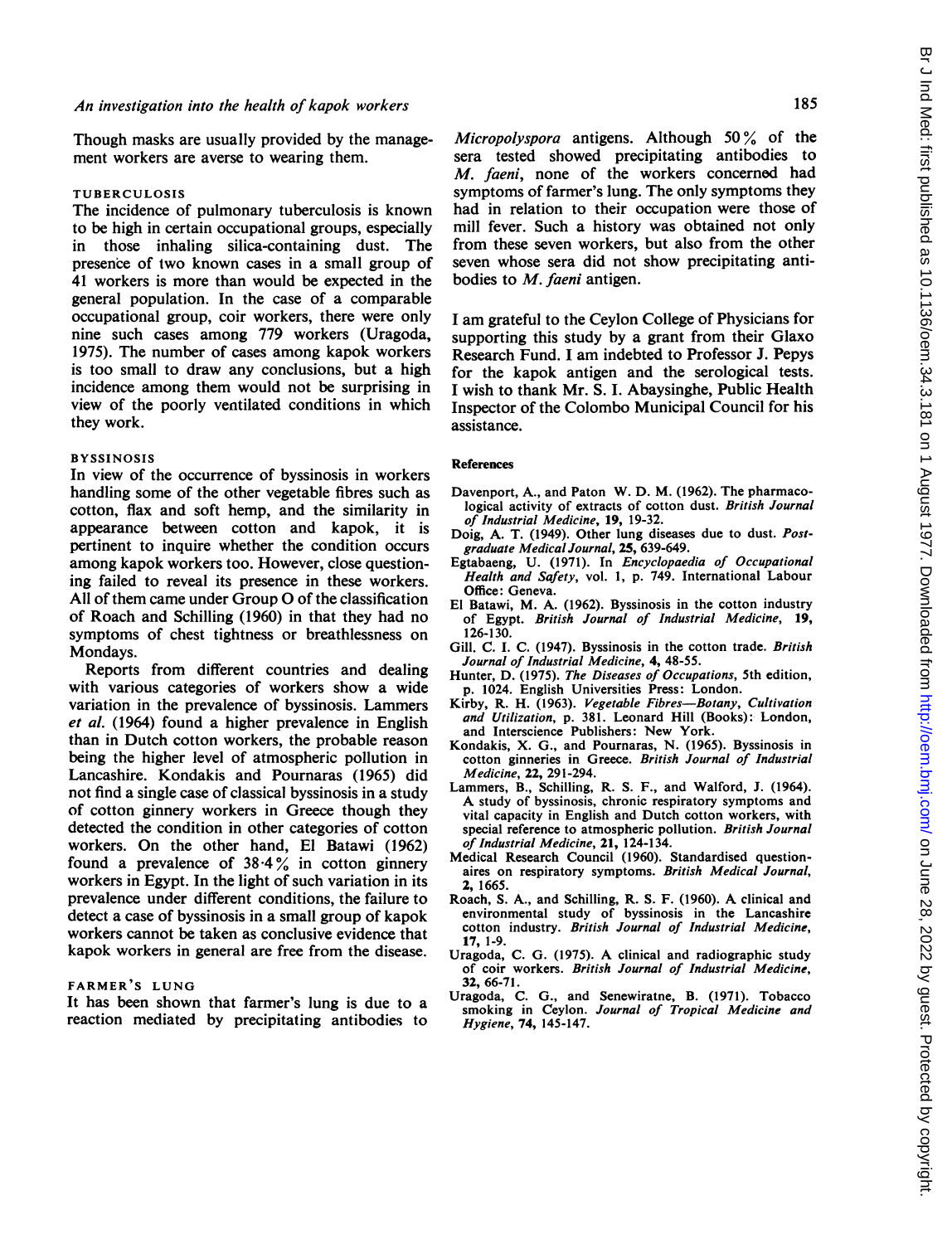Though masks are usually provided by the management workers are averse to wearing them.

### TUBERCULOSIS

The incidence of pulmonary tuberculosis is known to be high in certain occupational groups, especially in those inhaling silica-containing dust. The presence of two known cases in a small group of 41 workers is more than would be expected in the general population. In the case of a comparable occupational group, coir workers, there were only nine such cases among 779 workers (Uragoda, 1975). The number of cases among kapok workers is too small to draw any conclusions, but a high incidence among them would not be surprising in view of the poorly ventilated conditions in which they work.

### BYSSINOSIS

In view of the occurrence of byssinosis in workers handling some of the other vegetable fibres such as cotton, flax and soft hemp, and the similarity in appearance between cotton and kapok, it is pertinent to inquire whether the condition occurs among kapok workers too. However, close questioning failed to reveal its presence in these workers. All of them came under Group O of the classification of Roach and Schilling (1960) in that they had no symptoms of chest tightness or breathlessness on Mondays.

Reports from different countries and dealing with various categories of workers show a wide variation in the prevalence of byssinosis. Lammers *et al.* (1964) found a higher prevalence in English than in Dutch cotton workers, the probable reason being the higher level of atmospheric pollution in Lancashire. Kondakis and Pournaras (1965) did not find a single case of classical byssinosis in a study of cotton ginnery workers in Greece though they detected the condition in other categories of cotton workers. On the other hand, El Batawi (1962) found a prevalence of 38·4% in cotton ginnery workers in Egypt. In the light of such variation in its prevalence under different conditions, the failure to detect a case of byssinosis in a small group of kapok workers cannot be taken as conclusive evidence that kapok workers in general are free from the disease.

### FARMER'S LUNG

It has been shown that farmer's lung is due to a reaction mediated by precipitating antibodies to *Micropolyspora* antigens. Although 50% of the sera tested showed precipitating antibodies to *M. faeni*, none of the workers concerned had symptoms of farmer's lung. The only symptoms they had in relation to their occupation were those of mill fever. Such a history was obtained not only from these seven workers, but also from the other seven whose sera did not show precipitating antibodies to *M. faeni* antigen.

I am grateful to the Ceylon College of Physicians for supporting this study by a grant from their Glaxo Research Fund. I am indebted to Professor J. Pepys for the kapok antigen and the serological tests. I wish to thank Mr. S. I. Abaysinghe, Public Health Inspector of the Colombo Municipal Council for his assistance.

### References

Davenport, A., and Paton W. D. M. (1962). The pharmacological activity of extracts of cotton dust. *British Journal of Industrial Medicine*, **19**, 19-32.

Doig, A. T. (1949). Other lung diseases due to dust. *Postgraduate Medical Journal*, **25**, 639-649.

Egtabaeng, U. (1971). In *Encyclopaedia of Occupational Health and Safety*, vol. 1, p. 749. International Labour Office: Geneva.

El Batawi, M. A. (1962). Byssinosis in the cotton industry of Egypt. *British Journal of Industrial Medicine*, **19**, 126-130.

Gill. C. I. C. (1947). Byssinosis in the cotton trade. *British Journal of Industrial Medicine*, **4**, 48-55.

Hunter, D. (1975). *The Diseases of Occupations*, 5th edition, p. 1024. English Universities Press: London.

Kirby, R. H. (1963). *Vegetable Fibres—Botany, Cultivation and Utilization*, p. 381. Leonard Hill (Books): London, and Interscience Publishers: New York.

Kondakis, X. G., and Pournaras, N. (1965). Byssinosis in cotton ginneries in Greece. *British Journal of Industrial Medicine*, **22**, 291-294.

Lammers, B., Schilling, R. S. F., and Walford, J. (1964). A study of byssinosis, chronic respiratory symptoms and vital capacity in English and Dutch cotton workers, with special reference to atmospheric pollution. *British Journal of Industrial Medicine*, **21**, 124-134.

Medical Research Council (1960). Standardised questionnaires on respiratory symptoms. *British Medical Journal*, **2**, 1665.

Roach, S. A., and Schilling, R. S. F. (1960). A clinical and environmental study of byssinosis in the Lancashire cotton industry. *British Journal of Industrial Medicine*, **17**, 1-9.

Uragoda, C. G. (1975). A clinical and radiographic study of coir workers. *British Journal of Industrial Medicine*, **32**, 66-71.

Uragoda, C. G., and Senewiratne, B. (1971). Tobacco smoking in Ceylon. *Journal of Tropical Medicine and Hygiene*, **74**, 145-147.